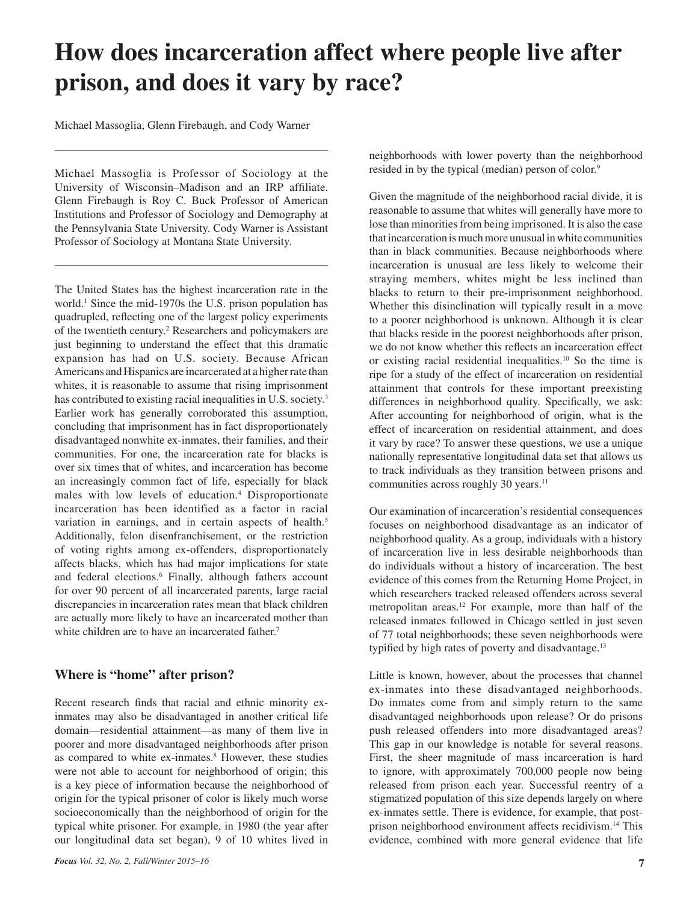# How does incarceration affect where people live after prison, and does it vary by race?

Michael Massoglia, Glenn Firebaugh, and Cody Warner

Michael Massoglia is Professor of Sociology at the University of Wisconsin–Madison and an IRP affiliate. Glenn Firebaugh is Roy C. Buck Professor of American Institutions and Professor of Sociology and Demography at the Pennsylvania State University. Cody Warner is Assistant Professor of Sociology at Montana State University.

The United States has the highest incarceration rate in the world.[1] Since the mid-1970s the U.S. prison population has quadrupled, reflecting one of the largest policy experiments of the twentieth century.[2] Researchers and policymakers are just beginning to understand the effect that this dramatic expansion has had on U.S. society. Because African Americans and Hispanics are incarcerated at a higher rate than whites, it is reasonable to assume that rising imprisonment has contributed to existing racial inequalities in U.S. society.[3] Earlier work has generally corroborated this assumption, concluding that imprisonment has in fact disproportionately disadvantaged nonwhite ex-inmates, their families, and their communities. For one, the incarceration rate for blacks is over six times that of whites, and incarceration has become an increasingly common fact of life, especially for black males with low levels of education.[4] Disproportionate incarceration has been identified as a factor in racial variation in earnings, and in certain aspects of health.[5] Additionally, felon disenfranchisement, or the restriction of voting rights among ex-offenders, disproportionately affects blacks, which has had major implications for state and federal elections.[6] Finally, although fathers account for over 90 percent of all incarcerated parents, large racial discrepancies in incarceration rates mean that black children are actually more likely to have an incarcerated mother than white children are to have an incarcerated father.[7]

## Where is "home" after prison?

Recent research finds that racial and ethnic minority ex-inmates may also be disadvantaged in another critical life domain—residential attainment—as many of them live in poorer and more disadvantaged neighborhoods after prison as compared to white ex-inmates.[8] However, these studies were not able to account for neighborhood of origin; this is a key piece of information because the neighborhood of origin for the typical prisoner of color is likely much worse socioeconomically than the neighborhood of origin for the typical white prisoner. For example, in 1980 (the year after our longitudinal data set began), 9 of 10 whites lived in neighborhoods with lower poverty than the neighborhood resided in by the typical (median) person of color.[9]

Given the magnitude of the neighborhood racial divide, it is reasonable to assume that whites will generally have more to lose than minorities from being imprisoned. It is also the case that incarceration is much more unusual in white communities than in black communities. Because neighborhoods where incarceration is unusual are less likely to welcome their straying members, whites might be less inclined than blacks to return to their pre-imprisonment neighborhood. Whether this disinclination will typically result in a move to a poorer neighborhood is unknown. Although it is clear that blacks reside in the poorest neighborhoods after prison, we do not know whether this reflects an incarceration effect or existing racial residential inequalities.[10] So the time is ripe for a study of the effect of incarceration on residential attainment that controls for these important preexisting differences in neighborhood quality. Specifically, we ask: After accounting for neighborhood of origin, what is the effect of incarceration on residential attainment, and does it vary by race? To answer these questions, we use a unique nationally representative longitudinal data set that allows us to track individuals as they transition between prisons and communities across roughly 30 years.[11]

Our examination of incarceration's residential consequences focuses on neighborhood disadvantage as an indicator of neighborhood quality. As a group, individuals with a history of incarceration live in less desirable neighborhoods than do individuals without a history of incarceration. The best evidence of this comes from the Returning Home Project, in which researchers tracked released offenders across several metropolitan areas.[12] For example, more than half of the released inmates followed in Chicago settled in just seven of 77 total neighborhoods; these seven neighborhoods were typified by high rates of poverty and disadvantage.[13]

Little is known, however, about the processes that channel ex-inmates into these disadvantaged neighborhoods. Do inmates come from and simply return to the same disadvantaged neighborhoods upon release? Or do prisons push released offenders into more disadvantaged areas? This gap in our knowledge is notable for several reasons. First, the sheer magnitude of mass incarceration is hard to ignore, with approximately 700,000 people now being released from prison each year. Successful reentry of a stigmatized population of this size depends largely on where ex-inmates settle. There is evidence, for example, that post-prison neighborhood environment affects recidivism.[14] This evidence, combined with more general evidence that life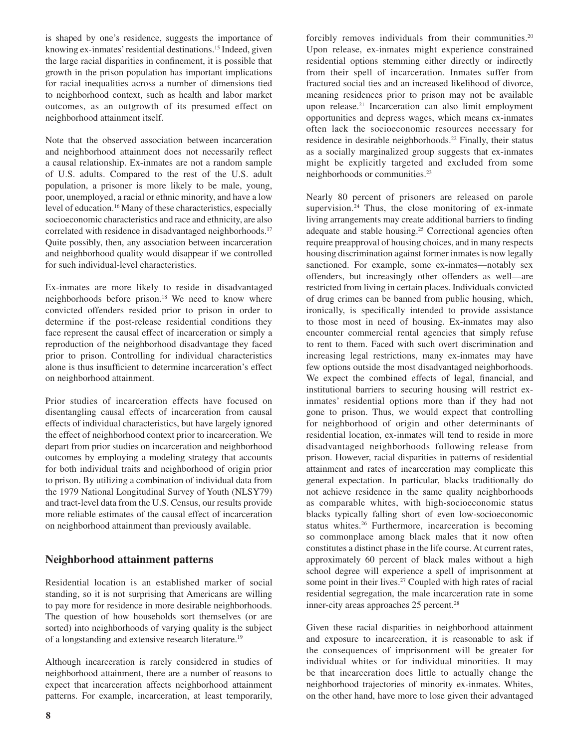is shaped by one's residence, suggests the importance of knowing ex-inmates' residential destinations.[15] Indeed, given the large racial disparities in confinement, it is possible that growth in the prison population has important implications for racial inequalities across a number of dimensions tied to neighborhood context, such as health and labor market outcomes, as an outgrowth of its presumed effect on neighborhood attainment itself.

Note that the observed association between incarceration and neighborhood attainment does not necessarily reflect a causal relationship. Ex-inmates are not a random sample of U.S. adults. Compared to the rest of the U.S. adult population, a prisoner is more likely to be male, young, poor, unemployed, a racial or ethnic minority, and have a low level of education.[16] Many of these characteristics, especially socioeconomic characteristics and race and ethnicity, are also correlated with residence in disadvantaged neighborhoods.[17] Quite possibly, then, any association between incarceration and neighborhood quality would disappear if we controlled for such individual-level characteristics.

Ex-inmates are more likely to reside in disadvantaged neighborhoods before prison.[18] We need to know where convicted offenders resided prior to prison in order to determine if the post-release residential conditions they face represent the causal effect of incarceration or simply a reproduction of the neighborhood disadvantage they faced prior to prison. Controlling for individual characteristics alone is thus insufficient to determine incarceration's effect on neighborhood attainment.

Prior studies of incarceration effects have focused on disentangling causal effects of incarceration from causal effects of individual characteristics, but have largely ignored the effect of neighborhood context prior to incarceration. We depart from prior studies on incarceration and neighborhood outcomes by employing a modeling strategy that accounts for both individual traits and neighborhood of origin prior to prison. By utilizing a combination of individual data from the 1979 National Longitudinal Survey of Youth (NLSY79) and tract-level data from the U.S. Census, our results provide more reliable estimates of the causal effect of incarceration on neighborhood attainment than previously available.

## Neighborhood attainment patterns

Residential location is an established marker of social standing, so it is not surprising that Americans are willing to pay more for residence in more desirable neighborhoods. The question of how households sort themselves (or are sorted) into neighborhoods of varying quality is the subject of a longstanding and extensive research literature.[19]

Although incarceration is rarely considered in studies of neighborhood attainment, there are a number of reasons to expect that incarceration affects neighborhood attainment patterns. For example, incarceration, at least temporarily, forcibly removes individuals from their communities.[20] Upon release, ex-inmates might experience constrained residential options stemming either directly or indirectly from their spell of incarceration. Inmates suffer from fractured social ties and an increased likelihood of divorce, meaning residences prior to prison may not be available upon release.[21] Incarceration can also limit employment opportunities and depress wages, which means ex-inmates often lack the socioeconomic resources necessary for residence in desirable neighborhoods.[22] Finally, their status as a socially marginalized group suggests that ex-inmates might be explicitly targeted and excluded from some neighborhoods or communities.[23]

Nearly 80 percent of prisoners are released on parole supervision.[24] Thus, the close monitoring of ex-inmate living arrangements may create additional barriers to finding adequate and stable housing.[25] Correctional agencies often require preapproval of housing choices, and in many respects housing discrimination against former inmates is now legally sanctioned. For example, some ex-inmates—notably sex offenders, but increasingly other offenders as well—are restricted from living in certain places. Individuals convicted of drug crimes can be banned from public housing, which, ironically, is specifically intended to provide assistance to those most in need of housing. Ex-inmates may also encounter commercial rental agencies that simply refuse to rent to them. Faced with such overt discrimination and increasing legal restrictions, many ex-inmates may have few options outside the most disadvantaged neighborhoods. We expect the combined effects of legal, financial, and institutional barriers to securing housing will restrict ex-inmates' residential options more than if they had not gone to prison. Thus, we would expect that controlling for neighborhood of origin and other determinants of residential location, ex-inmates will tend to reside in more disadvantaged neighborhoods following release from prison. However, racial disparities in patterns of residential attainment and rates of incarceration may complicate this general expectation. In particular, blacks traditionally do not achieve residence in the same quality neighborhoods as comparable whites, with high-socioeconomic status blacks typically falling short of even low-socioeconomic status whites.[26] Furthermore, incarceration is becoming so commonplace among black males that it now often constitutes a distinct phase in the life course. At current rates, approximately 60 percent of black males without a high school degree will experience a spell of imprisonment at some point in their lives.[27] Coupled with high rates of racial residential segregation, the male incarceration rate in some inner-city areas approaches 25 percent.[28]

Given these racial disparities in neighborhood attainment and exposure to incarceration, it is reasonable to ask if the consequences of imprisonment will be greater for individual whites or for individual minorities. It may be that incarceration does little to actually change the neighborhood trajectories of minority ex-inmates. Whites, on the other hand, have more to lose given their advantaged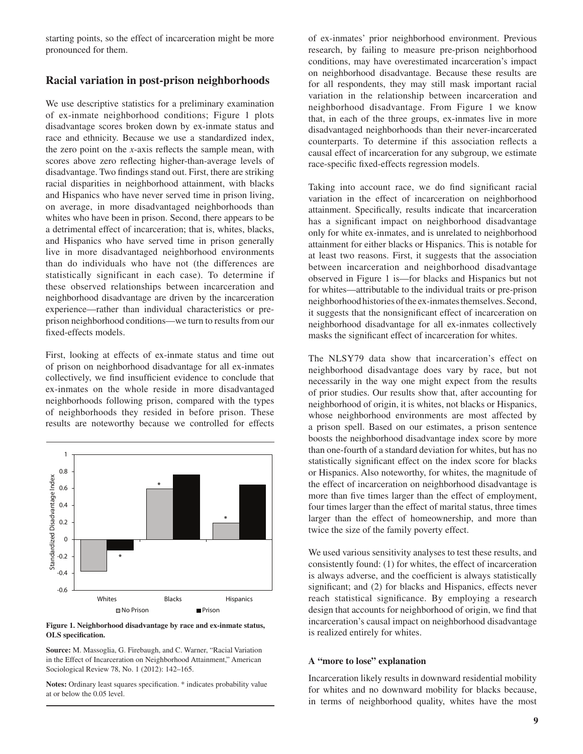starting points, so the effect of incarceration might be more pronounced for them.

## Racial variation in post-prison neighborhoods

We use descriptive statistics for a preliminary examination of ex-inmate neighborhood conditions; Figure 1 plots disadvantage scores broken down by ex-inmate status and race and ethnicity. Because we use a standardized index, the zero point on the *x*-axis reflects the sample mean, with scores above zero reflecting higher-than-average levels of disadvantage. Two findings stand out. First, there are striking racial disparities in neighborhood attainment, with blacks and Hispanics who have never served time in prison living, on average, in more disadvantaged neighborhoods than whites who have been in prison. Second, there appears to be a detrimental effect of incarceration; that is, whites, blacks, and Hispanics who have served time in prison generally live in more disadvantaged neighborhood environments than do individuals who have not (the differences are statistically significant in each case). To determine if these observed relationships between incarceration and neighborhood disadvantage are driven by the incarceration experience—rather than individual characteristics or pre-prison neighborhood conditions—we turn to results from our fixed-effects models.

First, looking at effects of ex-inmate status and time out of prison on neighborhood disadvantage for all ex-inmates collectively, we find insufficient evidence to conclude that ex-inmates on the whole reside in more disadvantaged neighborhoods following prison, compared with the types of neighborhoods they resided in before prison. These results are noteworthy because we controlled for effects of ex-inmates' prior neighborhood environment. Previous research, by failing to measure pre-prison neighborhood conditions, may have overestimated incarceration's impact on neighborhood disadvantage. Because these results are for all respondents, they may still mask important racial variation in the relationship between incarceration and neighborhood disadvantage. From Figure 1 we know that, in each of the three groups, ex-inmates live in more disadvantaged neighborhoods than their never-incarcerated counterparts. To determine if this association reflects a causal effect of incarceration for any subgroup, we estimate race-specific fixed-effects regression models.

Taking into account race, we do find significant racial variation in the effect of incarceration on neighborhood attainment. Specifically, results indicate that incarceration has a significant impact on neighborhood disadvantage only for white ex-inmates, and is unrelated to neighborhood attainment for either blacks or Hispanics. This is notable for at least two reasons. First, it suggests that the association between incarceration and neighborhood disadvantage observed in Figure 1 is—for blacks and Hispanics but not for whites—attributable to the individual traits or pre-prison neighborhood histories of the ex-inmates themselves. Second, it suggests that the nonsignificant effect of incarceration on neighborhood disadvantage for all ex-inmates collectively masks the significant effect of incarceration for whites.

The NLSY79 data show that incarceration's effect on neighborhood disadvantage does vary by race, but not necessarily in the way one might expect from the results of prior studies. Our results show that, after accounting for neighborhood of origin, it is whites, not blacks or Hispanics, whose neighborhood environments are most affected by a prison spell. Based on our estimates, a prison sentence boosts the neighborhood disadvantage index score by more than one-fourth of a standard deviation for whites, but has no statistically significant effect on the index score for blacks or Hispanics. Also noteworthy, for whites, the magnitude of the effect of incarceration on neighborhood disadvantage is more than five times larger than the effect of employment, four times larger than the effect of marital status, three times larger than the effect of homeownership, and more than twice the size of the family poverty effect.

We used various sensitivity analyses to test these results, and consistently found: (1) for whites, the effect of incarceration is always adverse, and the coefficient is always statistically significant; and (2) for blacks and Hispanics, effects never reach statistical significance. By employing a research design that accounts for neighborhood of origin, we find that incarceration's causal impact on neighborhood disadvantage is realized entirely for whites.

**Figure 1. Neighborhood disadvantage by race and ex-inmate status, OLS specification.**

**Source:** M. Massoglia, G. Firebaugh, and C. Warner, "Racial Variation in the Effect of Incarceration on Neighborhood Attainment," American Sociological Review 78, No. 1 (2012): 142–165.

**Notes:** Ordinary least squares specification. * indicates probability value at or below the 0.05 level.

### A "more to lose" explanation

Incarceration likely results in downward residential mobility for whites and no downward mobility for blacks because, in terms of neighborhood quality, whites have the most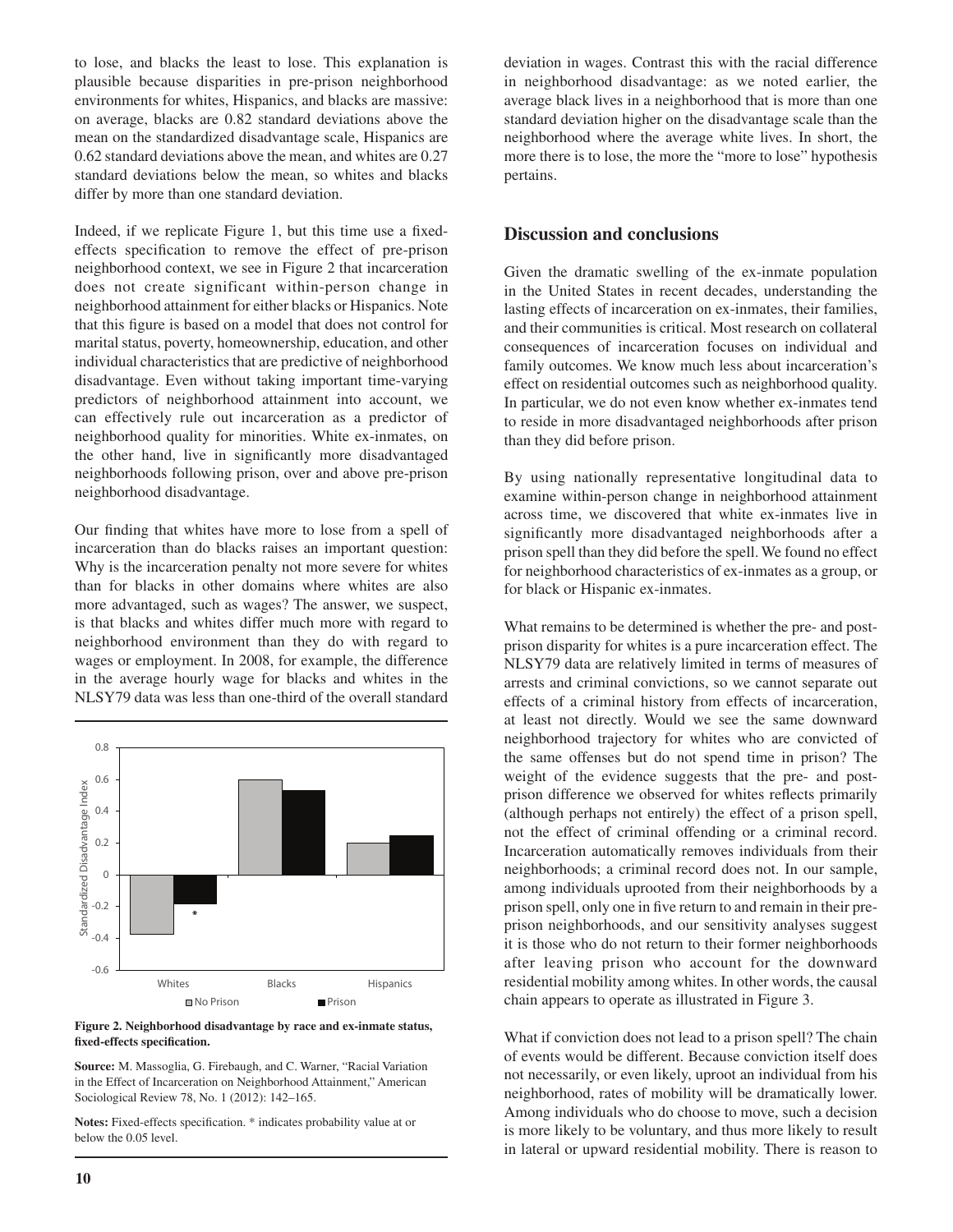to lose, and blacks the least to lose. This explanation is plausible because disparities in pre-prison neighborhood environments for whites, Hispanics, and blacks are massive: on average, blacks are 0.82 standard deviations above the mean on the standardized disadvantage scale, Hispanics are 0.62 standard deviations above the mean, and whites are 0.27 standard deviations below the mean, so whites and blacks differ by more than one standard deviation.

Indeed, if we replicate Figure 1, but this time use a fixed-effects specification to remove the effect of pre-prison neighborhood context, we see in Figure 2 that incarceration does not create significant within-person change in neighborhood attainment for either blacks or Hispanics. Note that this figure is based on a model that does not control for marital status, poverty, homeownership, education, and other individual characteristics that are predictive of neighborhood disadvantage. Even without taking important time-varying predictors of neighborhood attainment into account, we can effectively rule out incarceration as a predictor of neighborhood quality for minorities. White ex-inmates, on the other hand, live in significantly more disadvantaged neighborhoods following prison, over and above pre-prison neighborhood disadvantage.

Our finding that whites have more to lose from a spell of incarceration than do blacks raises an important question: Why is the incarceration penalty not more severe for whites than for blacks in other domains where whites are also more advantaged, such as wages? The answer, we suspect, is that blacks and whites differ much more with regard to neighborhood environment than they do with regard to wages or employment. In 2008, for example, the difference in the average hourly wage for blacks and whites in the NLSY79 data was less than one-third of the overall standard deviation in wages. Contrast this with the racial difference in neighborhood disadvantage: as we noted earlier, the average black lives in a neighborhood that is more than one standard deviation higher on the disadvantage scale than the neighborhood where the average white lives. In short, the more there is to lose, the more the "more to lose" hypothesis pertains.

**Figure 2. Neighborhood disadvantage by race and ex-inmate status, fixed-effects specification.**

**Source:** M. Massoglia, G. Firebaugh, and C. Warner, "Racial Variation in the Effect of Incarceration on Neighborhood Attainment," American Sociological Review 78, No. 1 (2012): 142–165.

**Notes:** Fixed-effects specification. * indicates probability value at or below the 0.05 level.

## Discussion and conclusions

Given the dramatic swelling of the ex-inmate population in the United States in recent decades, understanding the lasting effects of incarceration on ex-inmates, their families, and their communities is critical. Most research on collateral consequences of incarceration focuses on individual and family outcomes. We know much less about incarceration's effect on residential outcomes such as neighborhood quality. In particular, we do not even know whether ex-inmates tend to reside in more disadvantaged neighborhoods after prison than they did before prison.

By using nationally representative longitudinal data to examine within-person change in neighborhood attainment across time, we discovered that white ex-inmates live in significantly more disadvantaged neighborhoods after a prison spell than they did before the spell. We found no effect for neighborhood characteristics of ex-inmates as a group, or for black or Hispanic ex-inmates.

What remains to be determined is whether the pre- and post-prison disparity for whites is a pure incarceration effect. The NLSY79 data are relatively limited in terms of measures of arrests and criminal convictions, so we cannot separate out effects of a criminal history from effects of incarceration, at least not directly. Would we see the same downward neighborhood trajectory for whites who are convicted of the same offenses but do not spend time in prison? The weight of the evidence suggests that the pre- and post-prison difference we observed for whites reflects primarily (although perhaps not entirely) the effect of a prison spell, not the effect of criminal offending or a criminal record. Incarceration automatically removes individuals from their neighborhoods; a criminal record does not. In our sample, among individuals uprooted from their neighborhoods by a prison spell, only one in five return to and remain in their pre-prison neighborhoods, and our sensitivity analyses suggest it is those who do not return to their former neighborhoods after leaving prison who account for the downward residential mobility among whites. In other words, the causal chain appears to operate as illustrated in Figure 3.

What if conviction does not lead to a prison spell? The chain of events would be different. Because conviction itself does not necessarily, or even likely, uproot an individual from his neighborhood, rates of mobility will be dramatically lower. Among individuals who do choose to move, such a decision is more likely to be voluntary, and thus more likely to result in lateral or upward residential mobility. There is reason to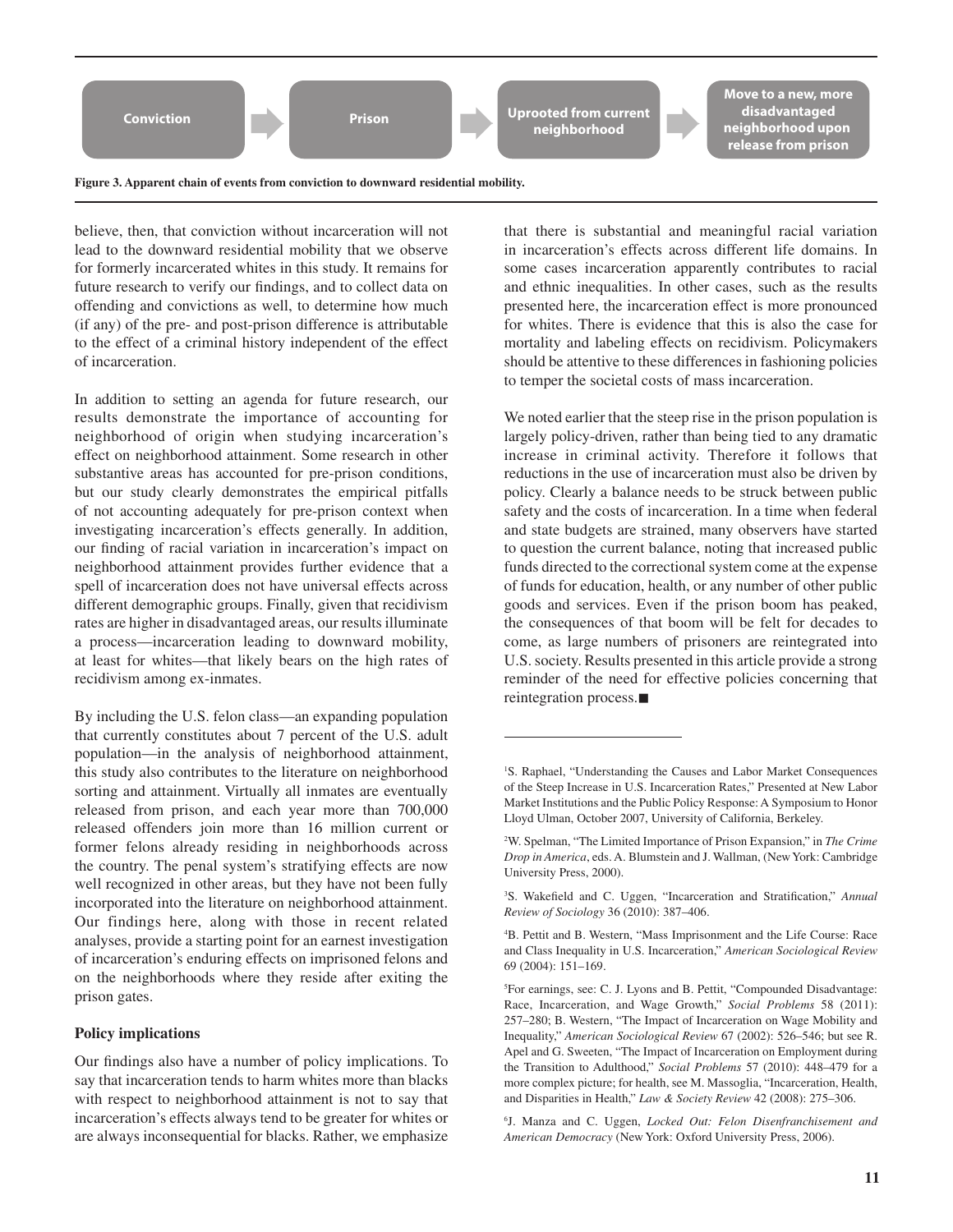Conviction → Prison → Uprooted from current neighborhood → Move to a new, more disadvantaged neighborhood upon release from prison

**Figure 3. Apparent chain of events from conviction to downward residential mobility.**

believe, then, that conviction without incarceration will not lead to the downward residential mobility that we observe for formerly incarcerated whites in this study. It remains for future research to verify our findings, and to collect data on offending and convictions as well, to determine how much (if any) of the pre- and post-prison difference is attributable to the effect of a criminal history independent of the effect of incarceration.

In addition to setting an agenda for future research, our results demonstrate the importance of accounting for neighborhood of origin when studying incarceration's effect on neighborhood attainment. Some research in other substantive areas has accounted for pre-prison conditions, but our study clearly demonstrates the empirical pitfalls of not accounting adequately for pre-prison context when investigating incarceration's effects generally. In addition, our finding of racial variation in incarceration's impact on neighborhood attainment provides further evidence that a spell of incarceration does not have universal effects across different demographic groups. Finally, given that recidivism rates are higher in disadvantaged areas, our results illuminate a process—incarceration leading to downward mobility, at least for whites—that likely bears on the high rates of recidivism among ex-inmates.

By including the U.S. felon class—an expanding population that currently constitutes about 7 percent of the U.S. adult population—in the analysis of neighborhood attainment, this study also contributes to the literature on neighborhood sorting and attainment. Virtually all inmates are eventually released from prison, and each year more than 700,000 released offenders join more than 16 million current or former felons already residing in neighborhoods across the country. The penal system's stratifying effects are now well recognized in other areas, but they have not been fully incorporated into the literature on neighborhood attainment. Our findings here, along with those in recent related analyses, provide a starting point for an earnest investigation of incarceration's enduring effects on imprisoned felons and on the neighborhoods where they reside after exiting the prison gates.

### Policy implications

Our findings also have a number of policy implications. To say that incarceration tends to harm whites more than blacks with respect to neighborhood attainment is not to say that incarceration's effects always tend to be greater for whites or are always inconsequential for blacks. Rather, we emphasize that there is substantial and meaningful racial variation in incarceration's effects across different life domains. In some cases incarceration apparently contributes to racial and ethnic inequalities. In other cases, such as the results presented here, the incarceration effect is more pronounced for whites. There is evidence that this is also the case for mortality and labeling effects on recidivism. Policymakers should be attentive to these differences in fashioning policies to temper the societal costs of mass incarceration.

We noted earlier that the steep rise in the prison population is largely policy-driven, rather than being tied to any dramatic increase in criminal activity. Therefore it follows that reductions in the use of incarceration must also be driven by policy. Clearly a balance needs to be struck between public safety and the costs of incarceration. In a time when federal and state budgets are strained, many observers have started to question the current balance, noting that increased public funds directed to the correctional system come at the expense of funds for education, health, or any number of other public goods and services. Even if the prison boom has peaked, the consequences of that boom will be felt for decades to come, as large numbers of prisoners are reintegrated into U.S. society. Results presented in this article provide a strong reminder of the need for effective policies concerning that reintegration process.■

---

[1]S. Raphael, "Understanding the Causes and Labor Market Consequences of the Steep Increase in U.S. Incarceration Rates," Presented at New Labor Market Institutions and the Public Policy Response: A Symposium to Honor Lloyd Ulman, October 2007, University of California, Berkeley.

[2]W. Spelman, "The Limited Importance of Prison Expansion," in *The Crime Drop in America*, eds. A. Blumstein and J. Wallman, (New York: Cambridge University Press, 2000).

[3]S. Wakefield and C. Uggen, "Incarceration and Stratification," *Annual Review of Sociology* 36 (2010): 387–406.

[4]B. Pettit and B. Western, "Mass Imprisonment and the Life Course: Race and Class Inequality in U.S. Incarceration," *American Sociological Review* 69 (2004): 151–169.

[5]For earnings, see: C. J. Lyons and B. Pettit, "Compounded Disadvantage: Race, Incarceration, and Wage Growth," *Social Problems* 58 (2011): 257–280; B. Western, "The Impact of Incarceration on Wage Mobility and Inequality," *American Sociological Review* 67 (2002): 526–546; but see R. Apel and G. Sweeten, "The Impact of Incarceration on Employment during the Transition to Adulthood," *Social Problems* 57 (2010): 448–479 for a more complex picture; for health, see M. Massoglia, "Incarceration, Health, and Disparities in Health," *Law & Society Review* 42 (2008): 275–306.

[6]J. Manza and C. Uggen, *Locked Out: Felon Disenfranchisement and American Democracy* (New York: Oxford University Press, 2006).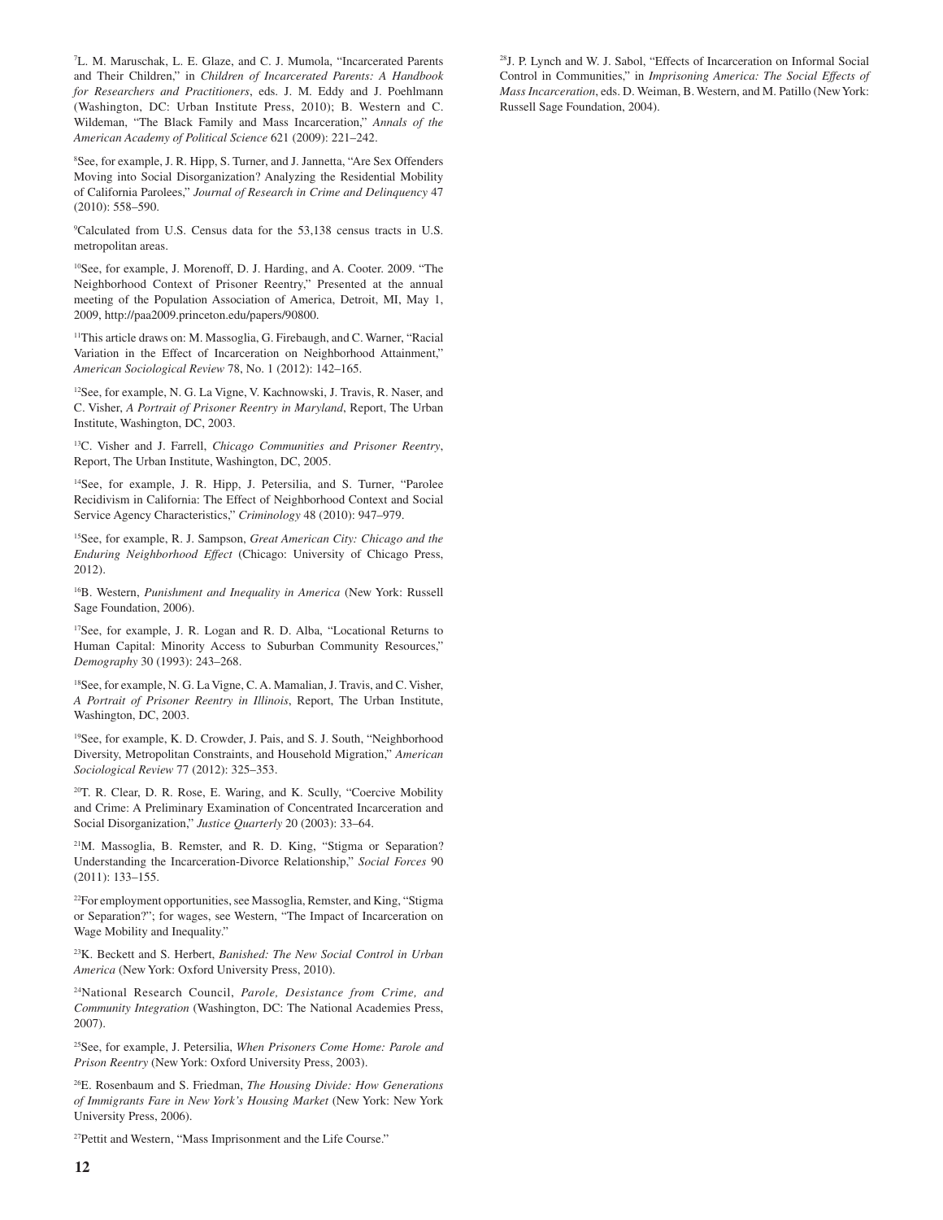[7]L. M. Maruschak, L. E. Glaze, and C. J. Mumola, "Incarcerated Parents and Their Children," in *Children of Incarcerated Parents: A Handbook for Researchers and Practitioners*, eds. J. M. Eddy and J. Poehlmann (Washington, DC: Urban Institute Press, 2010); B. Western and C. Wildeman, "The Black Family and Mass Incarceration," *Annals of the American Academy of Political Science* 621 (2009): 221–242.

[8]See, for example, J. R. Hipp, S. Turner, and J. Jannetta, "Are Sex Offenders Moving into Social Disorganization? Analyzing the Residential Mobility of California Parolees," *Journal of Research in Crime and Delinquency* 47 (2010): 558–590.

[9]Calculated from U.S. Census data for the 53,138 census tracts in U.S. metropolitan areas.

[10]See, for example, J. Morenoff, D. J. Harding, and A. Cooter. 2009. "The Neighborhood Context of Prisoner Reentry," Presented at the annual meeting of the Population Association of America, Detroit, MI, May 1, 2009, http://paa2009.princeton.edu/papers/90800.

[11]This article draws on: M. Massoglia, G. Firebaugh, and C. Warner, "Racial Variation in the Effect of Incarceration on Neighborhood Attainment," *American Sociological Review* 78, No. 1 (2012): 142–165.

[12]See, for example, N. G. La Vigne, V. Kachnowski, J. Travis, R. Naser, and C. Visher, *A Portrait of Prisoner Reentry in Maryland*, Report, The Urban Institute, Washington, DC, 2003.

[13]C. Visher and J. Farrell, *Chicago Communities and Prisoner Reentry*, Report, The Urban Institute, Washington, DC, 2005.

[14]See, for example, J. R. Hipp, J. Petersilia, and S. Turner, "Parolee Recidivism in California: The Effect of Neighborhood Context and Social Service Agency Characteristics," *Criminology* 48 (2010): 947–979.

[15]See, for example, R. J. Sampson, *Great American City: Chicago and the Enduring Neighborhood Effect* (Chicago: University of Chicago Press, 2012).

[16]B. Western, *Punishment and Inequality in America* (New York: Russell Sage Foundation, 2006).

[17]See, for example, J. R. Logan and R. D. Alba, "Locational Returns to Human Capital: Minority Access to Suburban Community Resources," *Demography* 30 (1993): 243–268.

[18]See, for example, N. G. La Vigne, C. A. Mamalian, J. Travis, and C. Visher, *A Portrait of Prisoner Reentry in Illinois*, Report, The Urban Institute, Washington, DC, 2003.

[19]See, for example, K. D. Crowder, J. Pais, and S. J. South, "Neighborhood Diversity, Metropolitan Constraints, and Household Migration," *American Sociological Review* 77 (2012): 325–353.

[20]T. R. Clear, D. R. Rose, E. Waring, and K. Scully, "Coercive Mobility and Crime: A Preliminary Examination of Concentrated Incarceration and Social Disorganization," *Justice Quarterly* 20 (2003): 33–64.

[21]M. Massoglia, B. Remster, and R. D. King, "Stigma or Separation? Understanding the Incarceration-Divorce Relationship," *Social Forces* 90 (2011): 133–155.

[22]For employment opportunities, see Massoglia, Remster, and King, "Stigma or Separation?"; for wages, see Western, "The Impact of Incarceration on Wage Mobility and Inequality."

[23]K. Beckett and S. Herbert, *Banished: The New Social Control in Urban America* (New York: Oxford University Press, 2010).

[24]National Research Council, *Parole, Desistance from Crime, and Community Integration* (Washington, DC: The National Academies Press, 2007).

[25]See, for example, J. Petersilia, *When Prisoners Come Home: Parole and Prison Reentry* (New York: Oxford University Press, 2003).

[26]E. Rosenbaum and S. Friedman, *The Housing Divide: How Generations of Immigrants Fare in New York's Housing Market* (New York: New York University Press, 2006).

[27]Pettit and Western, "Mass Imprisonment and the Life Course."

[28]J. P. Lynch and W. J. Sabol, "Effects of Incarceration on Informal Social Control in Communities," in *Imprisoning America: The Social Effects of Mass Incarceration*, eds. D. Weiman, B. Western, and M. Patillo (New York: Russell Sage Foundation, 2004).